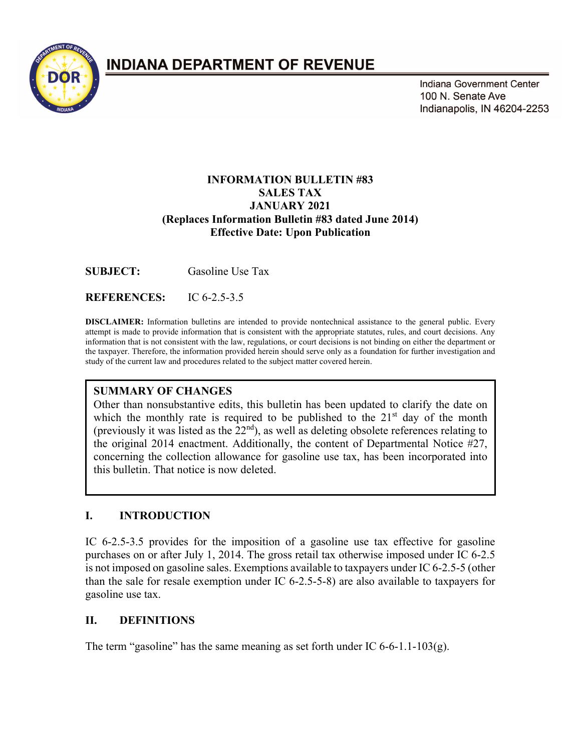# INDIANA DEPARTMENT OF REVENUE

Indiana Government Center
100 N. Senate Ave
Indianapolis, IN 46204-2253

**INFORMATION BULLETIN #83**
**SALES TAX**
**JANUARY 2021**
**(Replaces Information Bulletin #83 dated June 2014)**
**Effective Date: Upon Publication**

**SUBJECT:** Gasoline Use Tax

**REFERENCES:** IC 6-2.5-3.5

**DISCLAIMER:** Information bulletins are intended to provide nontechnical assistance to the general public. Every attempt is made to provide information that is consistent with the appropriate statutes, rules, and court decisions. Any information that is not consistent with the law, regulations, or court decisions is not binding on either the department or the taxpayer. Therefore, the information provided herein should serve only as a foundation for further investigation and study of the current law and procedures related to the subject matter covered herein.

> **SUMMARY OF CHANGES**
> Other than nonsubstantive edits, this bulletin has been updated to clarify the date on which the monthly rate is required to be published to the 21st day of the month (previously it was listed as the 22nd), as well as deleting obsolete references relating to the original 2014 enactment. Additionally, the content of Departmental Notice #27, concerning the collection allowance for gasoline use tax, has been incorporated into this bulletin. That notice is now deleted.

## I. INTRODUCTION

IC 6-2.5-3.5 provides for the imposition of a gasoline use tax effective for gasoline purchases on or after July 1, 2014. The gross retail tax otherwise imposed under IC 6-2.5 is not imposed on gasoline sales. Exemptions available to taxpayers under IC 6-2.5-5 (other than the sale for resale exemption under IC 6-2.5-5-8) are also available to taxpayers for gasoline use tax.

## II. DEFINITIONS

The term "gasoline" has the same meaning as set forth under IC 6-6-1.1-103(g).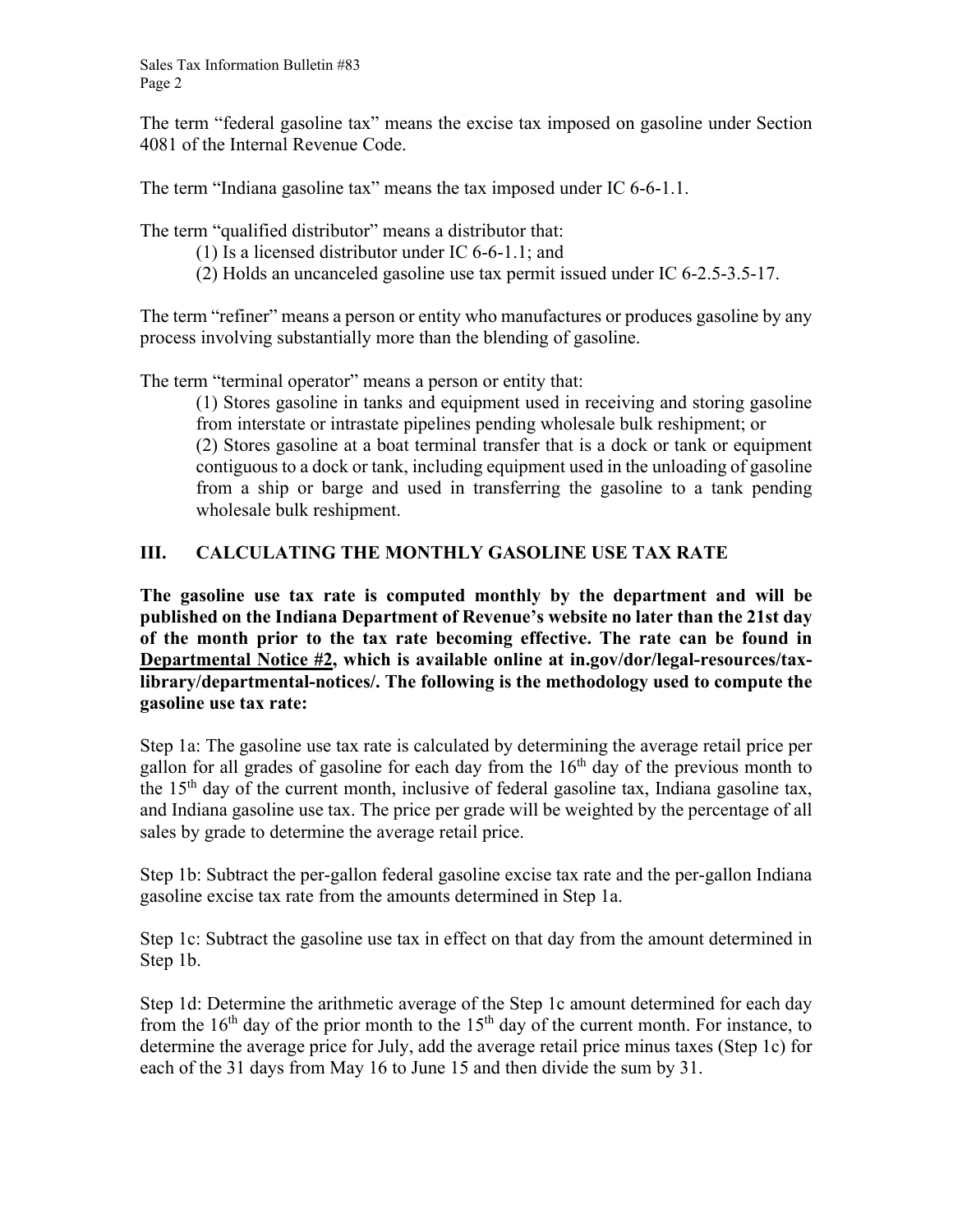The term "federal gasoline tax" means the excise tax imposed on gasoline under Section 4081 of the Internal Revenue Code.

The term "Indiana gasoline tax" means the tax imposed under IC 6-6-1.1.

The term "qualified distributor" means a distributor that:

(1) Is a licensed distributor under IC 6-6-1.1; and
(2) Holds an uncanceled gasoline use tax permit issued under IC 6-2.5-3.5-17.

The term "refiner" means a person or entity who manufactures or produces gasoline by any process involving substantially more than the blending of gasoline.

The term "terminal operator" means a person or entity that:

(1) Stores gasoline in tanks and equipment used in receiving and storing gasoline from interstate or intrastate pipelines pending wholesale bulk reshipment; or
(2) Stores gasoline at a boat terminal transfer that is a dock or tank or equipment contiguous to a dock or tank, including equipment used in the unloading of gasoline from a ship or barge and used in transferring the gasoline to a tank pending wholesale bulk reshipment.

## III. CALCULATING THE MONTHLY GASOLINE USE TAX RATE

**The gasoline use tax rate is computed monthly by the department and will be published on the Indiana Department of Revenue's website no later than the 21st day of the month prior to the tax rate becoming effective. The rate can be found in Departmental Notice #2, which is available online at in.gov/dor/legal-resources/tax-library/departmental-notices/. The following is the methodology used to compute the gasoline use tax rate:**

Step 1a: The gasoline use tax rate is calculated by determining the average retail price per gallon for all grades of gasoline for each day from the 16th day of the previous month to the 15th day of the current month, inclusive of federal gasoline tax, Indiana gasoline tax, and Indiana gasoline use tax. The price per grade will be weighted by the percentage of all sales by grade to determine the average retail price.

Step 1b: Subtract the per-gallon federal gasoline excise tax rate and the per-gallon Indiana gasoline excise tax rate from the amounts determined in Step 1a.

Step 1c: Subtract the gasoline use tax in effect on that day from the amount determined in Step 1b.

Step 1d: Determine the arithmetic average of the Step 1c amount determined for each day from the 16th day of the prior month to the 15th day of the current month. For instance, to determine the average price for July, add the average retail price minus taxes (Step 1c) for each of the 31 days from May 16 to June 15 and then divide the sum by 31.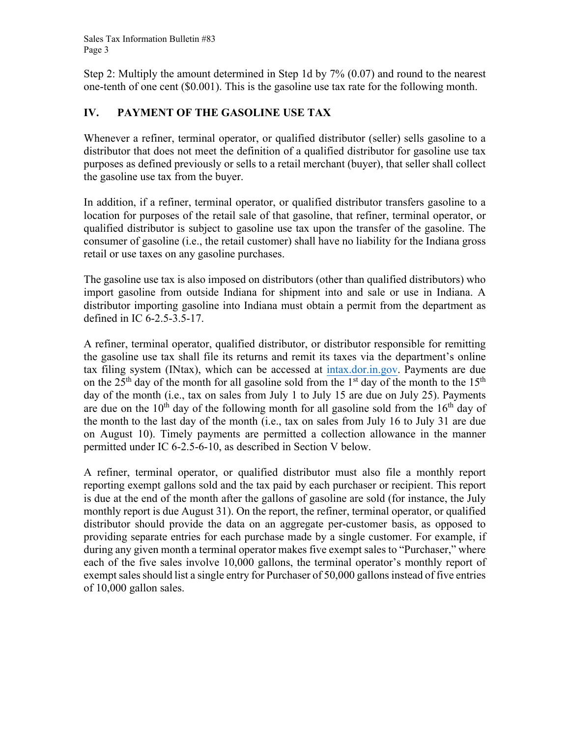Step 2: Multiply the amount determined in Step 1d by 7% (0.07) and round to the nearest one-tenth of one cent ($0.001). This is the gasoline use tax rate for the following month.

## IV. PAYMENT OF THE GASOLINE USE TAX

Whenever a refiner, terminal operator, or qualified distributor (seller) sells gasoline to a distributor that does not meet the definition of a qualified distributor for gasoline use tax purposes as defined previously or sells to a retail merchant (buyer), that seller shall collect the gasoline use tax from the buyer.

In addition, if a refiner, terminal operator, or qualified distributor transfers gasoline to a location for purposes of the retail sale of that gasoline, that refiner, terminal operator, or qualified distributor is subject to gasoline use tax upon the transfer of the gasoline. The consumer of gasoline (i.e., the retail customer) shall have no liability for the Indiana gross retail or use taxes on any gasoline purchases.

The gasoline use tax is also imposed on distributors (other than qualified distributors) who import gasoline from outside Indiana for shipment into and sale or use in Indiana. A distributor importing gasoline into Indiana must obtain a permit from the department as defined in IC 6-2.5-3.5-17.

A refiner, terminal operator, qualified distributor, or distributor responsible for remitting the gasoline use tax shall file its returns and remit its taxes via the department's online tax filing system (INtax), which can be accessed at intax.dor.in.gov. Payments are due on the 25th day of the month for all gasoline sold from the 1st day of the month to the 15th day of the month (i.e., tax on sales from July 1 to July 15 are due on July 25). Payments are due on the 10th day of the following month for all gasoline sold from the 16th day of the month to the last day of the month (i.e., tax on sales from July 16 to July 31 are due on August 10). Timely payments are permitted a collection allowance in the manner permitted under IC 6-2.5-6-10, as described in Section V below.

A refiner, terminal operator, or qualified distributor must also file a monthly report reporting exempt gallons sold and the tax paid by each purchaser or recipient. This report is due at the end of the month after the gallons of gasoline are sold (for instance, the July monthly report is due August 31). On the report, the refiner, terminal operator, or qualified distributor should provide the data on an aggregate per-customer basis, as opposed to providing separate entries for each purchase made by a single customer. For example, if during any given month a terminal operator makes five exempt sales to "Purchaser," where each of the five sales involve 10,000 gallons, the terminal operator's monthly report of exempt sales should list a single entry for Purchaser of 50,000 gallons instead of five entries of 10,000 gallon sales.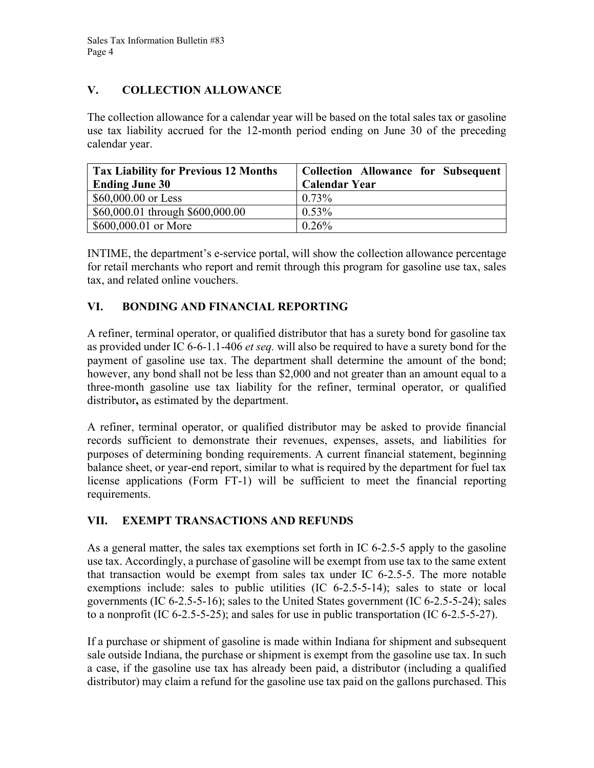## V. COLLECTION ALLOWANCE

The collection allowance for a calendar year will be based on the total sales tax or gasoline use tax liability accrued for the 12-month period ending on June 30 of the preceding calendar year.

| Tax Liability for Previous 12 Months Ending June 30 | Collection Allowance for Subsequent Calendar Year |
| --- | --- |
| $60,000.00 or Less | 0.73% |
| $60,000.01 through $600,000.00 | 0.53% |
| $600,000.01 or More | 0.26% |

INTIME, the department's e-service portal, will show the collection allowance percentage for retail merchants who report and remit through this program for gasoline use tax, sales tax, and related online vouchers.

## VI. BONDING AND FINANCIAL REPORTING

A refiner, terminal operator, or qualified distributor that has a surety bond for gasoline tax as provided under IC 6-6-1.1-406 *et seq.* will also be required to have a surety bond for the payment of gasoline use tax. The department shall determine the amount of the bond; however, any bond shall not be less than $2,000 and not greater than an amount equal to a three-month gasoline use tax liability for the refiner, terminal operator, or qualified distributor**,** as estimated by the department.

A refiner, terminal operator, or qualified distributor may be asked to provide financial records sufficient to demonstrate their revenues, expenses, assets, and liabilities for purposes of determining bonding requirements. A current financial statement, beginning balance sheet, or year-end report, similar to what is required by the department for fuel tax license applications (Form FT-1) will be sufficient to meet the financial reporting requirements.

## VII. EXEMPT TRANSACTIONS AND REFUNDS

As a general matter, the sales tax exemptions set forth in IC 6-2.5-5 apply to the gasoline use tax. Accordingly, a purchase of gasoline will be exempt from use tax to the same extent that transaction would be exempt from sales tax under IC 6-2.5-5. The more notable exemptions include: sales to public utilities (IC 6-2.5-5-14); sales to state or local governments (IC 6-2.5-5-16); sales to the United States government (IC 6-2.5-5-24); sales to a nonprofit (IC 6-2.5-5-25); and sales for use in public transportation (IC 6-2.5-5-27).

If a purchase or shipment of gasoline is made within Indiana for shipment and subsequent sale outside Indiana, the purchase or shipment is exempt from the gasoline use tax. In such a case, if the gasoline use tax has already been paid, a distributor (including a qualified distributor) may claim a refund for the gasoline use tax paid on the gallons purchased. This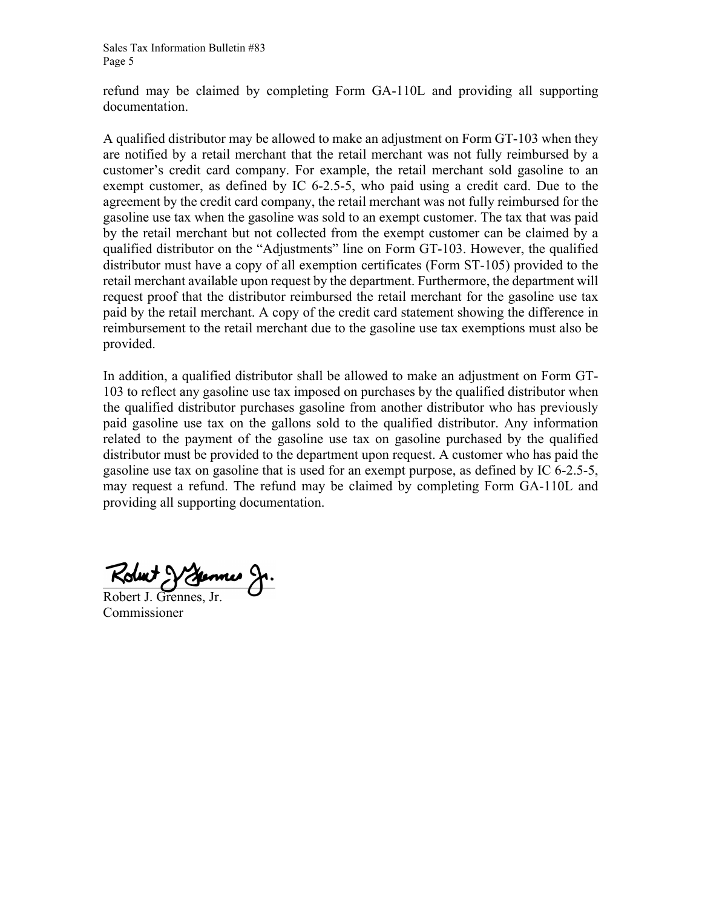refund may be claimed by completing Form GA-110L and providing all supporting documentation.

A qualified distributor may be allowed to make an adjustment on Form GT-103 when they are notified by a retail merchant that the retail merchant was not fully reimbursed by a customer's credit card company. For example, the retail merchant sold gasoline to an exempt customer, as defined by IC 6-2.5-5, who paid using a credit card. Due to the agreement by the credit card company, the retail merchant was not fully reimbursed for the gasoline use tax when the gasoline was sold to an exempt customer. The tax that was paid by the retail merchant but not collected from the exempt customer can be claimed by a qualified distributor on the "Adjustments" line on Form GT-103. However, the qualified distributor must have a copy of all exemption certificates (Form ST-105) provided to the retail merchant available upon request by the department. Furthermore, the department will request proof that the distributor reimbursed the retail merchant for the gasoline use tax paid by the retail merchant. A copy of the credit card statement showing the difference in reimbursement to the retail merchant due to the gasoline use tax exemptions must also be provided.

In addition, a qualified distributor shall be allowed to make an adjustment on Form GT-103 to reflect any gasoline use tax imposed on purchases by the qualified distributor when the qualified distributor purchases gasoline from another distributor who has previously paid gasoline use tax on the gallons sold to the qualified distributor. Any information related to the payment of the gasoline use tax on gasoline purchased by the qualified distributor must be provided to the department upon request. A customer who has paid the gasoline use tax on gasoline that is used for an exempt purpose, as defined by IC 6-2.5-5, may request a refund. The refund may be claimed by completing Form GA-110L and providing all supporting documentation.

Robert J. Grennes, Jr.
Commissioner